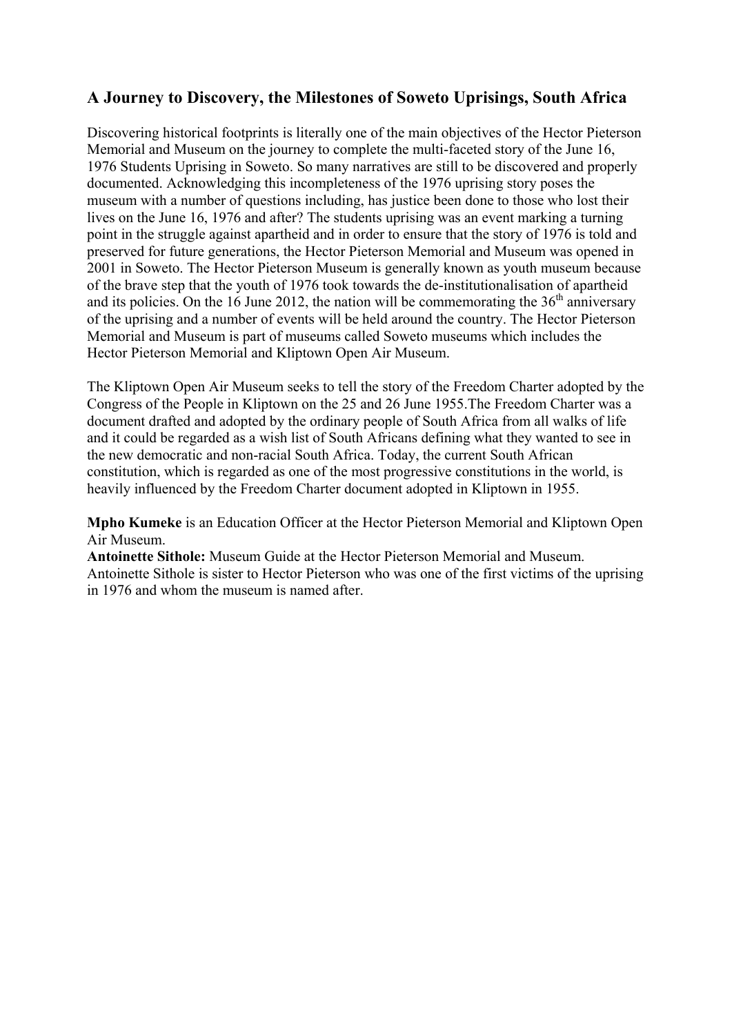## A Journey to Discovery, the Milestones of Soweto Uprisings, South Africa

Discovering historical footprints is literally one of the main objectives of the Hector Pieterson Memorial and Museum on the journey to complete the multi-faceted story of the June 16, 1976 Students Uprising in Soweto. So many narratives are still to be discovered and properly documented. Acknowledging this incompleteness of the 1976 uprising story poses the museum with a number of questions including, has justice been done to those who lost their lives on the June 16, 1976 and after? The students uprising was an event marking a turning point in the struggle against apartheid and in order to ensure that the story of 1976 is told and preserved for future generations, the Hector Pieterson Memorial and Museum was opened in 2001 in Soweto. The Hector Pieterson Museum is generally known as youth museum because of the brave step that the youth of 1976 took towards the de-institutionalisation of apartheid and its policies. On the 16 June 2012, the nation will be commemorating the 36th anniversary of the uprising and a number of events will be held around the country. The Hector Pieterson Memorial and Museum is part of museums called Soweto museums which includes the Hector Pieterson Memorial and Kliptown Open Air Museum.

The Kliptown Open Air Museum seeks to tell the story of the Freedom Charter adopted by the Congress of the People in Kliptown on the 25 and 26 June 1955.The Freedom Charter was a document drafted and adopted by the ordinary people of South Africa from all walks of life and it could be regarded as a wish list of South Africans defining what they wanted to see in the new democratic and non-racial South Africa. Today, the current South African constitution, which is regarded as one of the most progressive constitutions in the world, is heavily influenced by the Freedom Charter document adopted in Kliptown in 1955.

**Mpho Kumeke** is an Education Officer at the Hector Pieterson Memorial and Kliptown Open Air Museum.
**Antoinette Sithole:** Museum Guide at the Hector Pieterson Memorial and Museum. Antoinette Sithole is sister to Hector Pieterson who was one of the first victims of the uprising in 1976 and whom the museum is named after.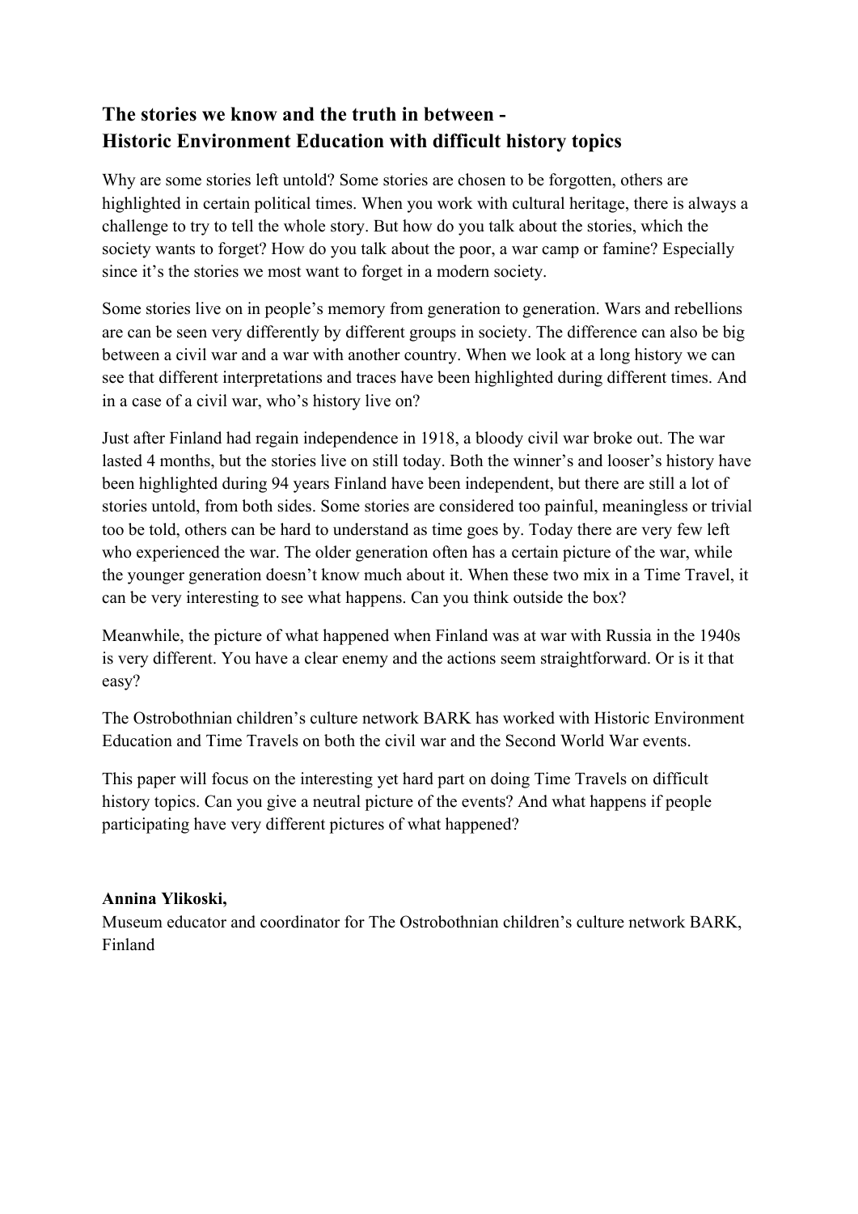## The stories we know and the truth in between - Historic Environment Education with difficult history topics

Why are some stories left untold? Some stories are chosen to be forgotten, others are highlighted in certain political times. When you work with cultural heritage, there is always a challenge to try to tell the whole story. But how do you talk about the stories, which the society wants to forget? How do you talk about the poor, a war camp or famine? Especially since it's the stories we most want to forget in a modern society.

Some stories live on in people's memory from generation to generation. Wars and rebellions are can be seen very differently by different groups in society. The difference can also be big between a civil war and a war with another country. When we look at a long history we can see that different interpretations and traces have been highlighted during different times. And in a case of a civil war, who's history live on?

Just after Finland had regain independence in 1918, a bloody civil war broke out. The war lasted 4 months, but the stories live on still today. Both the winner's and looser's history have been highlighted during 94 years Finland have been independent, but there are still a lot of stories untold, from both sides. Some stories are considered too painful, meaningless or trivial too be told, others can be hard to understand as time goes by. Today there are very few left who experienced the war. The older generation often has a certain picture of the war, while the younger generation doesn't know much about it. When these two mix in a Time Travel, it can be very interesting to see what happens. Can you think outside the box?

Meanwhile, the picture of what happened when Finland was at war with Russia in the 1940s is very different. You have a clear enemy and the actions seem straightforward. Or is it that easy?

The Ostrobothnian children's culture network BARK has worked with Historic Environment Education and Time Travels on both the civil war and the Second World War events.

This paper will focus on the interesting yet hard part on doing Time Travels on difficult history topics. Can you give a neutral picture of the events? And what happens if people participating have very different pictures of what happened?

**Annina Ylikoski,**
Museum educator and coordinator for The Ostrobothnian children's culture network BARK, Finland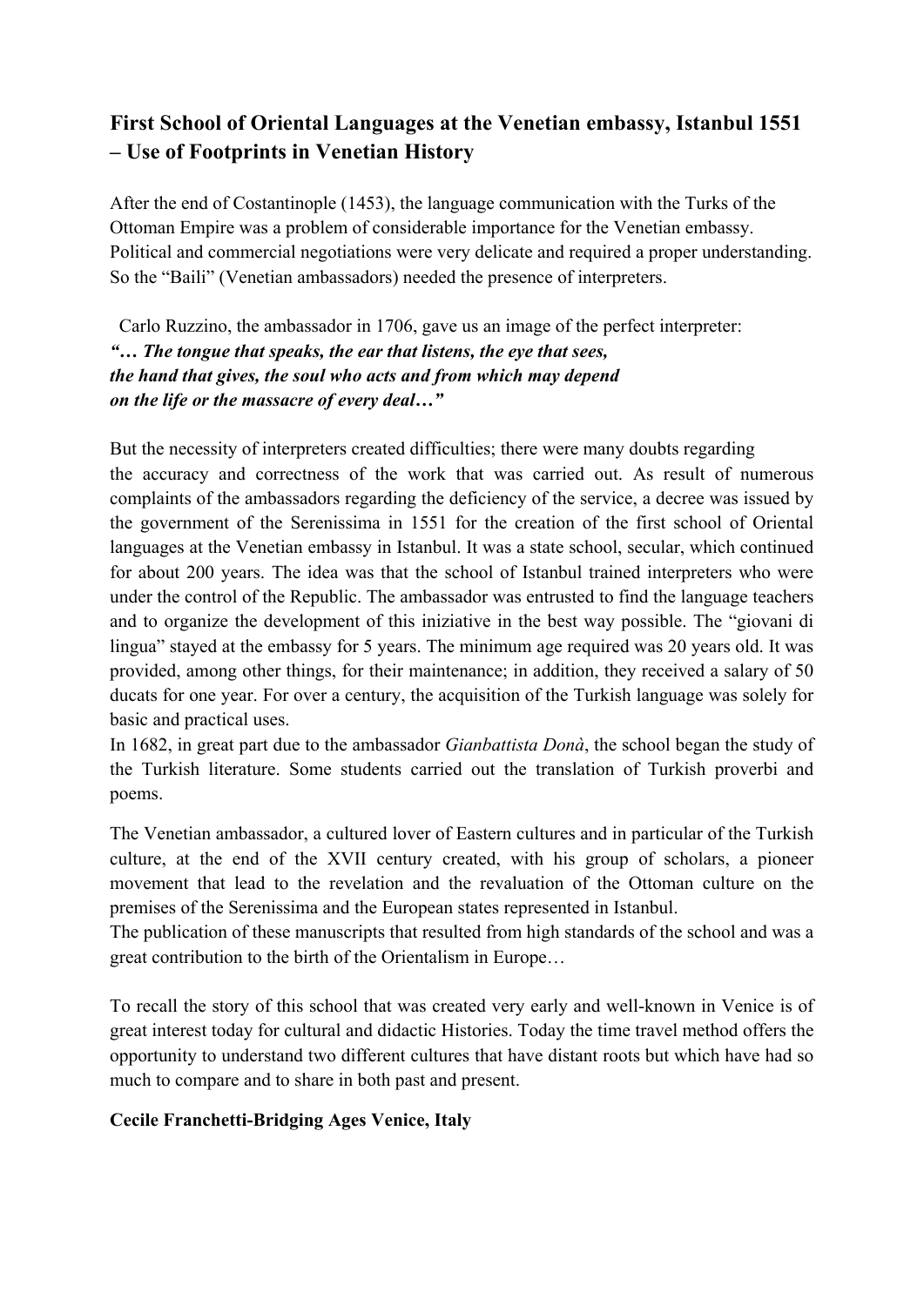## First School of Oriental Languages at the Venetian embassy, Istanbul 1551 – Use of Footprints in Venetian History

After the end of Costantinople (1453), the language communication with the Turks of the Ottoman Empire was a problem of considerable importance for the Venetian embassy. Political and commercial negotiations were very delicate and required a proper understanding. So the "Baili" (Venetian ambassadors) needed the presence of interpreters.

Carlo Ruzzino, the ambassador in 1706, gave us an image of the perfect interpreter:
***"… The tongue that speaks, the ear that listens, the eye that sees, the hand that gives, the soul who acts and from which may depend on the life or the massacre of every deal…"***

But the necessity of interpreters created difficulties; there were many doubts regarding the accuracy and correctness of the work that was carried out. As result of numerous complaints of the ambassadors regarding the deficiency of the service, a decree was issued by the government of the Serenissima in 1551 for the creation of the first school of Oriental languages at the Venetian embassy in Istanbul. It was a state school, secular, which continued for about 200 years. The idea was that the school of Istanbul trained interpreters who were under the control of the Republic. The ambassador was entrusted to find the language teachers and to organize the development of this iniziative in the best way possible. The "giovani di lingua" stayed at the embassy for 5 years. The minimum age required was 20 years old. It was provided, among other things, for their maintenance; in addition, they received a salary of 50 ducats for one year. For over a century, the acquisition of the Turkish language was solely for basic and practical uses.
In 1682, in great part due to the ambassador *Gianbattista Donà*, the school began the study of the Turkish literature. Some students carried out the translation of Turkish proverbi and poems.

The Venetian ambassador, a cultured lover of Eastern cultures and in particular of the Turkish culture, at the end of the XVII century created, with his group of scholars, a pioneer movement that lead to the revelation and the revaluation of the Ottoman culture on the premises of the Serenissima and the European states represented in Istanbul.
The publication of these manuscripts that resulted from high standards of the school and was a great contribution to the birth of the Orientalism in Europe…

To recall the story of this school that was created very early and well-known in Venice is of great interest today for cultural and didactic Histories. Today the time travel method offers the opportunity to understand two different cultures that have distant roots but which have had so much to compare and to share in both past and present.

**Cecile Franchetti-Bridging Ages Venice, Italy**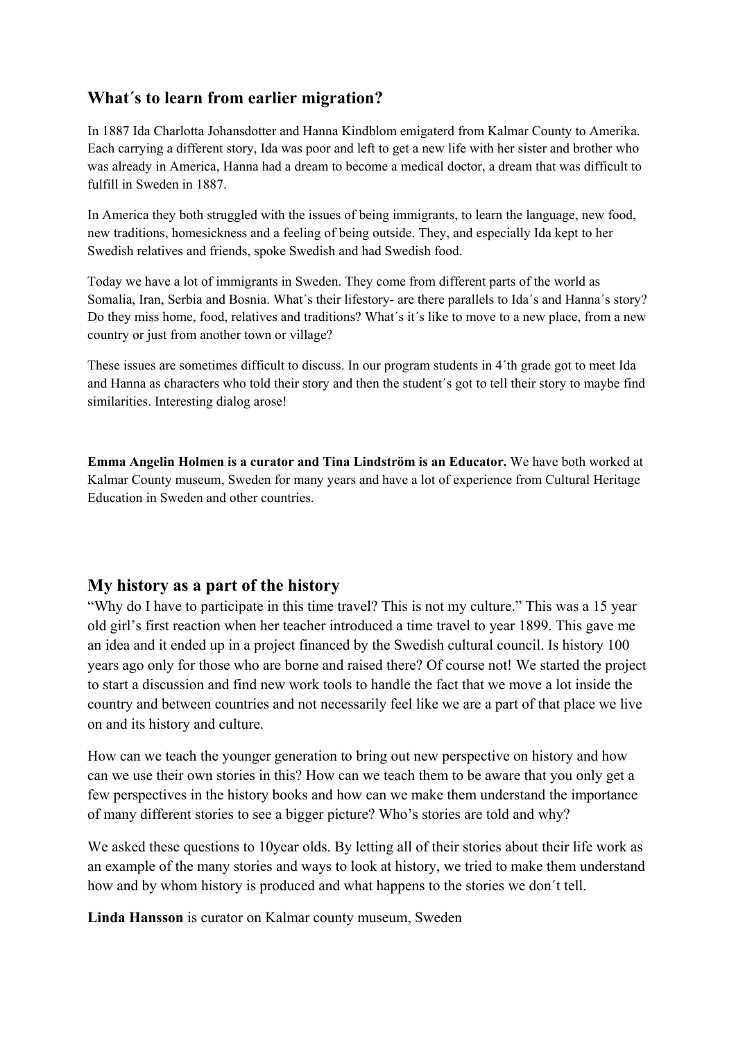## What´s to learn from earlier migration?

In 1887 Ida Charlotta Johansdotter and Hanna Kindblom emigaterd from Kalmar County to Amerika. Each carrying a different story, Ida was poor and left to get a new life with her sister and brother who was already in America, Hanna had a dream to become a medical doctor, a dream that was difficult to fulfill in Sweden in 1887.

In America they both struggled with the issues of being immigrants, to learn the language, new food, new traditions, homesickness and a feeling of being outside. They, and especially Ida kept to her Swedish relatives and friends, spoke Swedish and had Swedish food.

Today we have a lot of immigrants in Sweden. They come from different parts of the world as Somalia, Iran, Serbia and Bosnia. What´s their lifestory- are there parallels to Ida´s and Hanna´s story? Do they miss home, food, relatives and traditions? What´s it´s like to move to a new place, from a new country or just from another town or village?

These issues are sometimes difficult to discuss. In our program students in 4´th grade got to meet Ida and Hanna as characters who told their story and then the student´s got to tell their story to maybe find similarities. Interesting dialog arose!

**Emma Angelin Holmen is a curator and Tina Lindström is an Educator.** We have both worked at Kalmar County museum, Sweden for many years and have a lot of experience from Cultural Heritage Education in Sweden and other countries.

## My history as a part of the history

"Why do I have to participate in this time travel? This is not my culture." This was a 15 year old girl's first reaction when her teacher introduced a time travel to year 1899. This gave me an idea and it ended up in a project financed by the Swedish cultural council. Is history 100 years ago only for those who are borne and raised there? Of course not! We started the project to start a discussion and find new work tools to handle the fact that we move a lot inside the country and between countries and not necessarily feel like we are a part of that place we live on and its history and culture.

How can we teach the younger generation to bring out new perspective on history and how can we use their own stories in this? How can we teach them to be aware that you only get a few perspectives in the history books and how can we make them understand the importance of many different stories to see a bigger picture? Who's stories are told and why?

We asked these questions to 10year olds. By letting all of their stories about their life work as an example of the many stories and ways to look at history, we tried to make them understand how and by whom history is produced and what happens to the stories we don´t tell.

**Linda Hansson** is curator on Kalmar county museum, Sweden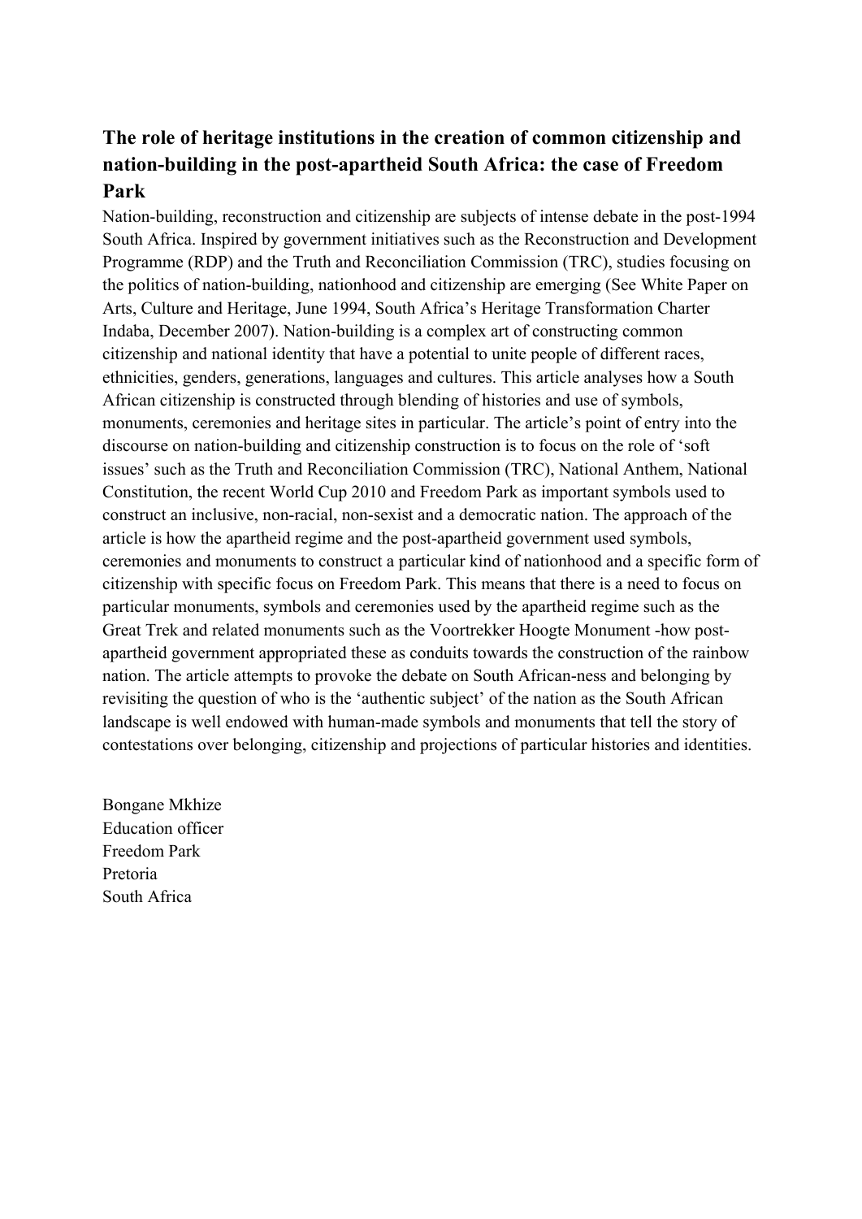### The role of heritage institutions in the creation of common citizenship and nation-building in the post-apartheid South Africa: the case of Freedom Park

Nation-building, reconstruction and citizenship are subjects of intense debate in the post-1994 South Africa. Inspired by government initiatives such as the Reconstruction and Development Programme (RDP) and the Truth and Reconciliation Commission (TRC), studies focusing on the politics of nation-building, nationhood and citizenship are emerging (See White Paper on Arts, Culture and Heritage, June 1994, South Africa's Heritage Transformation Charter Indaba, December 2007). Nation-building is a complex art of constructing common citizenship and national identity that have a potential to unite people of different races, ethnicities, genders, generations, languages and cultures. This article analyses how a South African citizenship is constructed through blending of histories and use of symbols, monuments, ceremonies and heritage sites in particular. The article's point of entry into the discourse on nation-building and citizenship construction is to focus on the role of 'soft issues' such as the Truth and Reconciliation Commission (TRC), National Anthem, National Constitution, the recent World Cup 2010 and Freedom Park as important symbols used to construct an inclusive, non-racial, non-sexist and a democratic nation. The approach of the article is how the apartheid regime and the post-apartheid government used symbols, ceremonies and monuments to construct a particular kind of nationhood and a specific form of citizenship with specific focus on Freedom Park. This means that there is a need to focus on particular monuments, symbols and ceremonies used by the apartheid regime such as the Great Trek and related monuments such as the Voortrekker Hoogte Monument -how post-apartheid government appropriated these as conduits towards the construction of the rainbow nation. The article attempts to provoke the debate on South African-ness and belonging by revisiting the question of who is the 'authentic subject' of the nation as the South African landscape is well endowed with human-made symbols and monuments that tell the story of contestations over belonging, citizenship and projections of particular histories and identities.

Bongane Mkhize
Education officer
Freedom Park
Pretoria
South Africa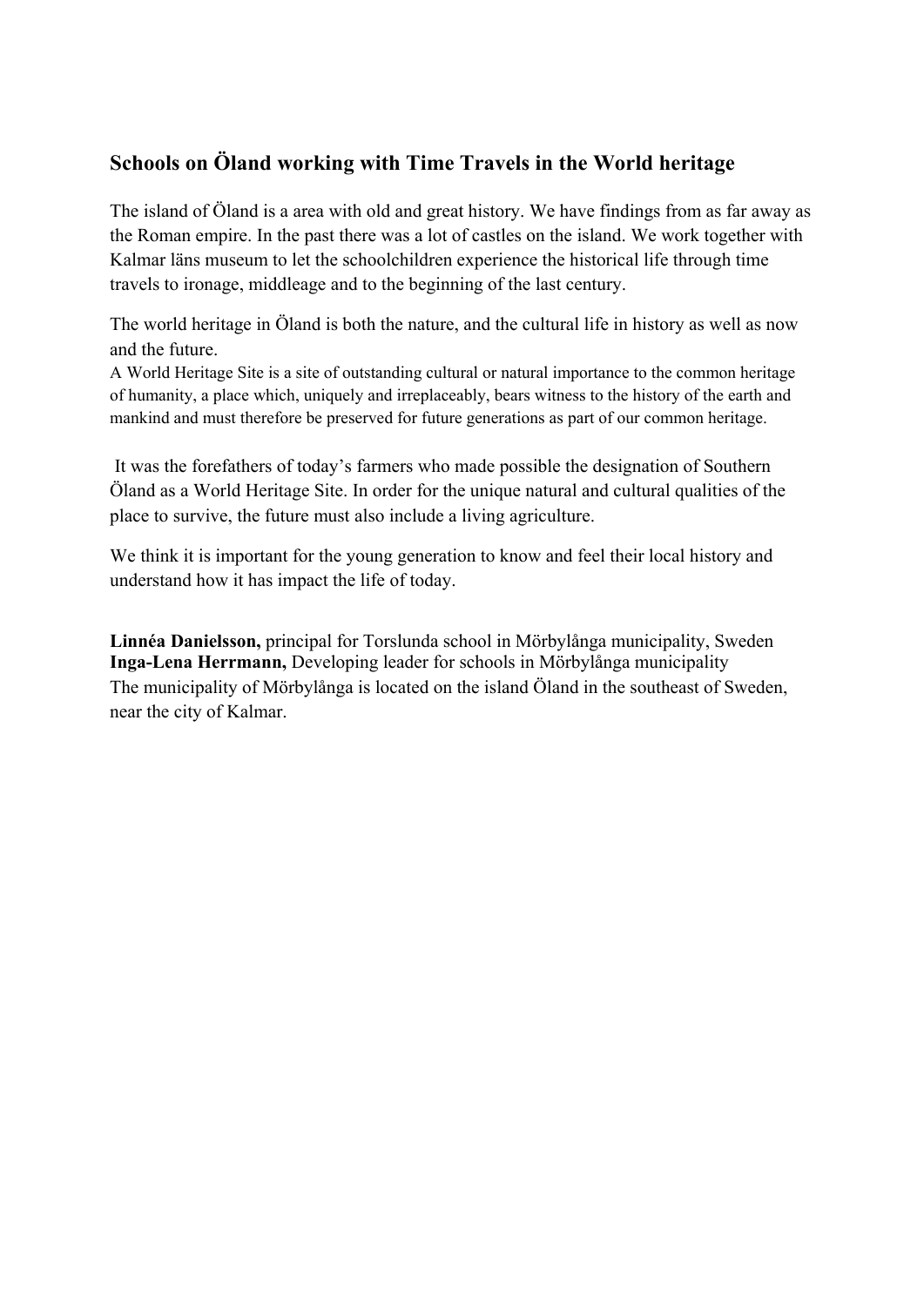## Schools on Öland working with Time Travels in the World heritage

The island of Öland is a area with old and great history. We have findings from as far away as the Roman empire. In the past there was a lot of castles on the island. We work together with Kalmar läns museum to let the schoolchildren experience the historical life through time travels to ironage, middleage and to the beginning of the last century.

The world heritage in Öland is both the nature, and the cultural life in history as well as now and the future.
A World Heritage Site is a site of outstanding cultural or natural importance to the common heritage of humanity, a place which, uniquely and irreplaceably, bears witness to the history of the earth and mankind and must therefore be preserved for future generations as part of our common heritage.

It was the forefathers of today's farmers who made possible the designation of Southern Öland as a World Heritage Site. In order for the unique natural and cultural qualities of the place to survive, the future must also include a living agriculture.

We think it is important for the young generation to know and feel their local history and understand how it has impact the life of today.

**Linnéa Danielsson,** principal for Torslunda school in Mörbylånga municipality, Sweden
**Inga-Lena Herrmann,** Developing leader for schools in Mörbylånga municipality
The municipality of Mörbylånga is located on the island Öland in the southeast of Sweden, near the city of Kalmar.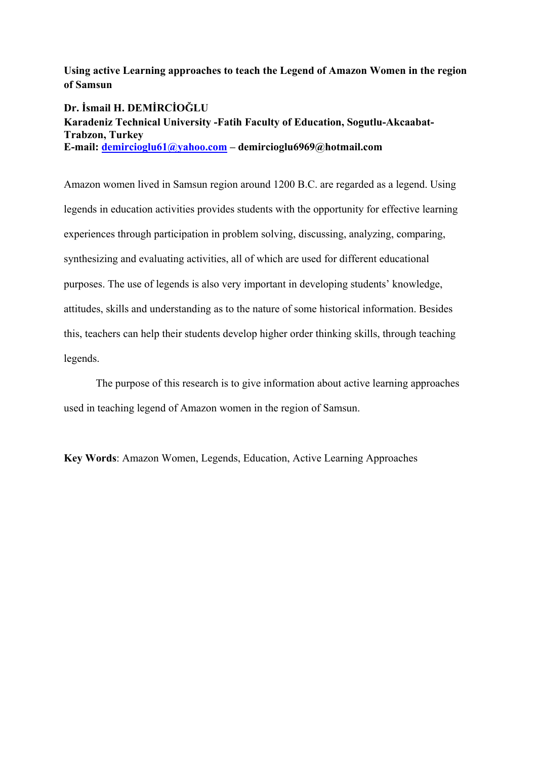**Using active Learning approaches to teach the Legend of Amazon Women in the region of Samsun**

**Dr. İsmail H. DEMİRCİOĞLU**
**Karadeniz Technical University -Fatih Faculty of Education, Sogutlu-Akcaabat-Trabzon, Turkey**
**E-mail: demircioglu61@yahoo.com – demircioglu6969@hotmail.com**

Amazon women lived in Samsun region around 1200 B.C. are regarded as a legend. Using legends in education activities provides students with the opportunity for effective learning experiences through participation in problem solving, discussing, analyzing, comparing, synthesizing and evaluating activities, all of which are used for different educational purposes. The use of legends is also very important in developing students' knowledge, attitudes, skills and understanding as to the nature of some historical information. Besides this, teachers can help their students develop higher order thinking skills, through teaching legends.

The purpose of this research is to give information about active learning approaches used in teaching legend of Amazon women in the region of Samsun.

**Key Words**: Amazon Women, Legends, Education, Active Learning Approaches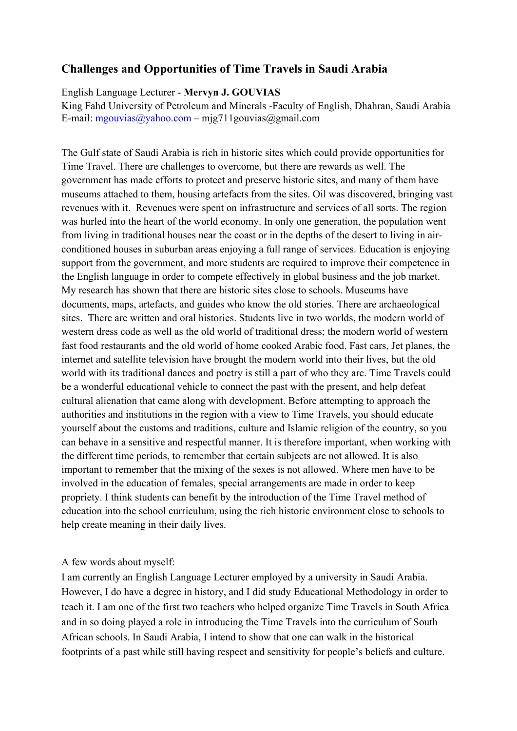## Challenges and Opportunities of Time Travels in Saudi Arabia

English Language Lecturer - **Mervyn J. GOUVIAS**
King Fahd University of Petroleum and Minerals -Faculty of English, Dhahran, Saudi Arabia
E-mail: mgouvias@yahoo.com – mjg711gouvias@gmail.com

The Gulf state of Saudi Arabia is rich in historic sites which could provide opportunities for Time Travel. There are challenges to overcome, but there are rewards as well. The government has made efforts to protect and preserve historic sites, and many of them have museums attached to them, housing artefacts from the sites. Oil was discovered, bringing vast revenues with it. Revenues were spent on infrastructure and services of all sorts. The region was hurled into the heart of the world economy. In only one generation, the population went from living in traditional houses near the coast or in the depths of the desert to living in air-conditioned houses in suburban areas enjoying a full range of services. Education is enjoying support from the government, and more students are required to improve their competence in the English language in order to compete effectively in global business and the job market. My research has shown that there are historic sites close to schools. Museums have documents, maps, artefacts, and guides who know the old stories. There are archaeological sites. There are written and oral histories. Students live in two worlds, the modern world of western dress code as well as the old world of traditional dress; the modern world of western fast food restaurants and the old world of home cooked Arabic food. Fast cars, Jet planes, the internet and satellite television have brought the modern world into their lives, but the old world with its traditional dances and poetry is still a part of who they are. Time Travels could be a wonderful educational vehicle to connect the past with the present, and help defeat cultural alienation that came along with development. Before attempting to approach the authorities and institutions in the region with a view to Time Travels, you should educate yourself about the customs and traditions, culture and Islamic religion of the country, so you can behave in a sensitive and respectful manner. It is therefore important, when working with the different time periods, to remember that certain subjects are not allowed. It is also important to remember that the mixing of the sexes is not allowed. Where men have to be involved in the education of females, special arrangements are made in order to keep propriety. I think students can benefit by the introduction of the Time Travel method of education into the school curriculum, using the rich historic environment close to schools to help create meaning in their daily lives.

A few words about myself:
I am currently an English Language Lecturer employed by a university in Saudi Arabia. However, I do have a degree in history, and I did study Educational Methodology in order to teach it. I am one of the first two teachers who helped organize Time Travels in South Africa and in so doing played a role in introducing the Time Travels into the curriculum of South African schools. In Saudi Arabia, I intend to show that one can walk in the historical footprints of a past while still having respect and sensitivity for people's beliefs and culture.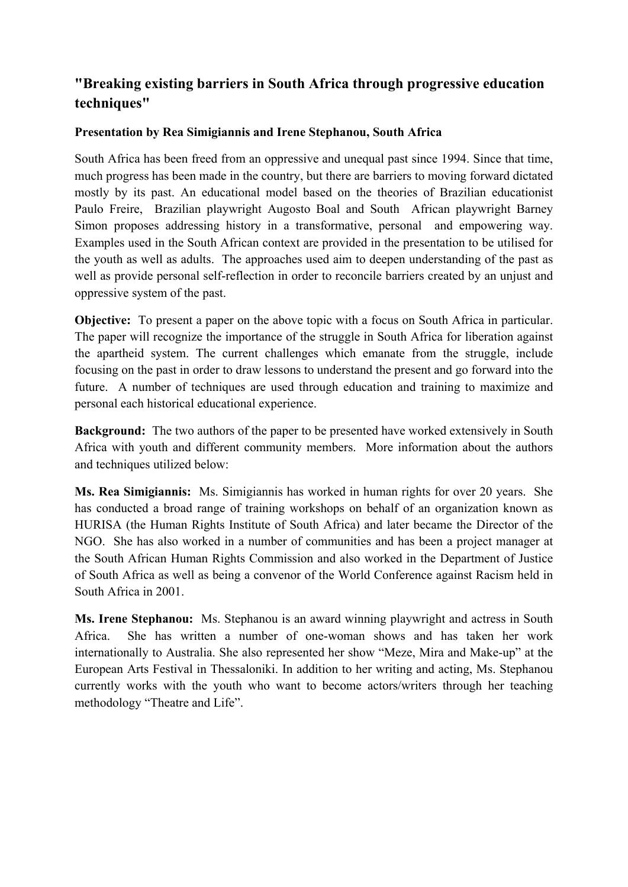## "Breaking existing barriers in South Africa through progressive education techniques"

**Presentation by Rea Simigiannis and Irene Stephanou, South Africa**

South Africa has been freed from an oppressive and unequal past since 1994. Since that time, much progress has been made in the country, but there are barriers to moving forward dictated mostly by its past. An educational model based on the theories of Brazilian educationist Paulo Freire, Brazilian playwright Augosto Boal and South African playwright Barney Simon proposes addressing history in a transformative, personal and empowering way. Examples used in the South African context are provided in the presentation to be utilised for the youth as well as adults. The approaches used aim to deepen understanding of the past as well as provide personal self-reflection in order to reconcile barriers created by an unjust and oppressive system of the past.

**Objective:** To present a paper on the above topic with a focus on South Africa in particular. The paper will recognize the importance of the struggle in South Africa for liberation against the apartheid system. The current challenges which emanate from the struggle, include focusing on the past in order to draw lessons to understand the present and go forward into the future. A number of techniques are used through education and training to maximize and personal each historical educational experience.

**Background:** The two authors of the paper to be presented have worked extensively in South Africa with youth and different community members. More information about the authors and techniques utilized below:

**Ms. Rea Simigiannis:** Ms. Simigiannis has worked in human rights for over 20 years. She has conducted a broad range of training workshops on behalf of an organization known as HURISA (the Human Rights Institute of South Africa) and later became the Director of the NGO. She has also worked in a number of communities and has been a project manager at the South African Human Rights Commission and also worked in the Department of Justice of South Africa as well as being a convenor of the World Conference against Racism held in South Africa in 2001.

**Ms. Irene Stephanou:** Ms. Stephanou is an award winning playwright and actress in South Africa. She has written a number of one-woman shows and has taken her work internationally to Australia. She also represented her show "Meze, Mira and Make-up" at the European Arts Festival in Thessaloniki. In addition to her writing and acting, Ms. Stephanou currently works with the youth who want to become actors/writers through her teaching methodology "Theatre and Life".